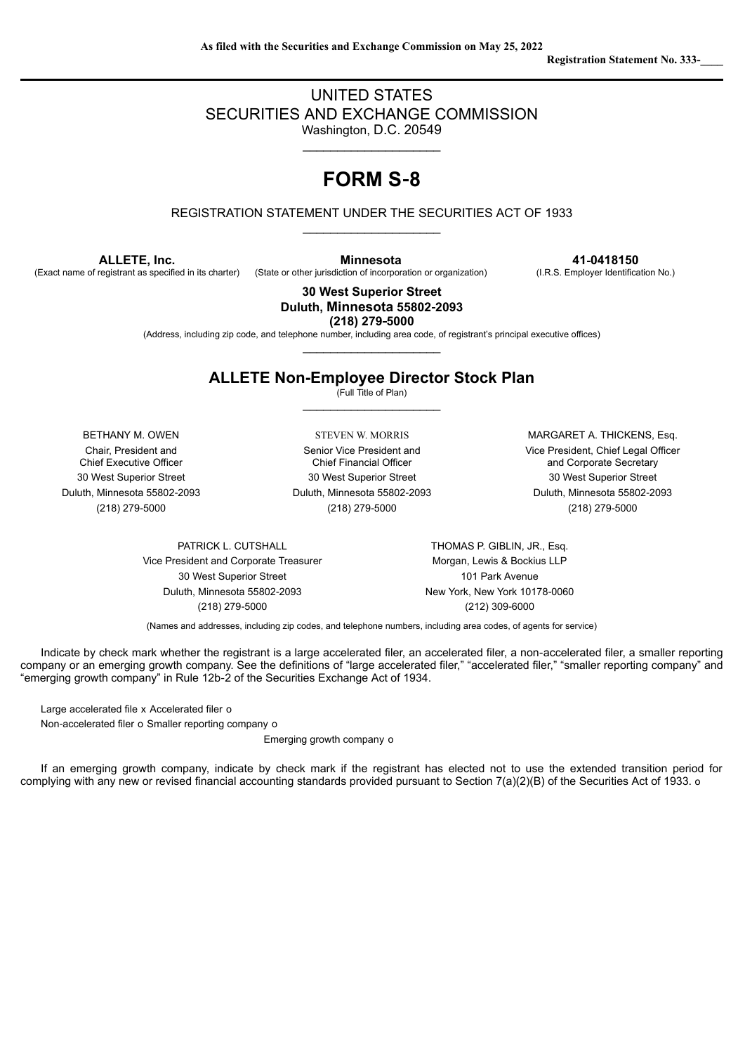**As filed with the Securities and Exchange Commission on May 25, 2022**

**Registration Statement No. 333-\_\_\_\_**

UNITED STATES
SECURITIES AND EXCHANGE COMMISSION
Washington, D.C. 20549

# FORM S-8

REGISTRATION STATEMENT UNDER THE SECURITIES ACT OF 1933

| **ALLETE, Inc.** | **Minnesota** | **41-0418150** |
|---|---|---|
| (Exact name of registrant as specified in its charter) | (State or other jurisdiction of incorporation or organization) | (I.R.S. Employer Identification No.) |

**30 West Superior Street**
**Duluth, Minnesota 55802-2093**
**(218) 279-5000**
(Address, including zip code, and telephone number, including area code, of registrant's principal executive offices)

## ALLETE Non-Employee Director Stock Plan

(Full Title of Plan)

| BETHANY M. OWEN | STEVEN W. MORRIS | MARGARET A. THICKENS, Esq. |
|---|---|---|
| Chair, President and Chief Executive Officer | Senior Vice President and Chief Financial Officer | Vice President, Chief Legal Officer and Corporate Secretary |
| 30 West Superior Street | 30 West Superior Street | 30 West Superior Street |
| Duluth, Minnesota 55802-2093 | Duluth, Minnesota 55802-2093 | Duluth, Minnesota 55802-2093 |
| (218) 279-5000 | (218) 279-5000 | (218) 279-5000 |

| PATRICK L. CUTSHALL | THOMAS P. GIBLIN, JR., Esq. |
|---|---|
| Vice President and Corporate Treasurer | Morgan, Lewis & Bockius LLP |
| 30 West Superior Street | 101 Park Avenue |
| Duluth, Minnesota 55802-2093 | New York, New York 10178-0060 |
| (218) 279-5000 | (212) 309-6000 |

(Names and addresses, including zip codes, and telephone numbers, including area codes, of agents for service)

Indicate by check mark whether the registrant is a large accelerated filer, an accelerated filer, a non-accelerated filer, a smaller reporting company or an emerging growth company. See the definitions of "large accelerated filer," "accelerated filer," "smaller reporting company" and "emerging growth company" in Rule 12b-2 of the Securities Exchange Act of 1934.

Large accelerated file x Accelerated filer o
Non-accelerated filer o Smaller reporting company o
Emerging growth company o

If an emerging growth company, indicate by check mark if the registrant has elected not to use the extended transition period for complying with any new or revised financial accounting standards provided pursuant to Section 7(a)(2)(B) of the Securities Act of 1933. o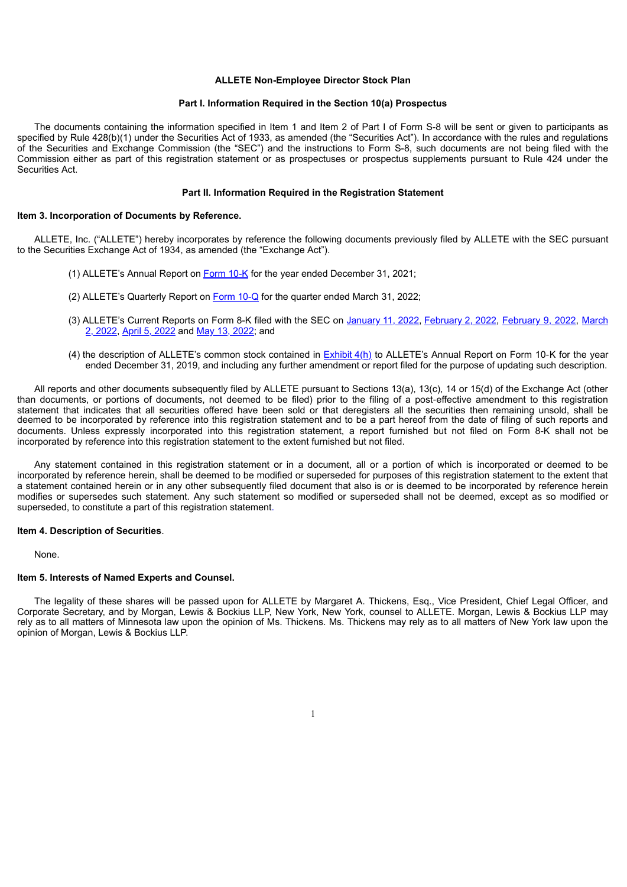**ALLETE Non-Employee Director Stock Plan**

**Part I. Information Required in the Section 10(a) Prospectus**

The documents containing the information specified in Item 1 and Item 2 of Part I of Form S-8 will be sent or given to participants as specified by Rule 428(b)(1) under the Securities Act of 1933, as amended (the "Securities Act"). In accordance with the rules and regulations of the Securities and Exchange Commission (the "SEC") and the instructions to Form S-8, such documents are not being filed with the Commission either as part of this registration statement or as prospectuses or prospectus supplements pursuant to Rule 424 under the Securities Act.

**Part II. Information Required in the Registration Statement**

**Item 3. Incorporation of Documents by Reference.**

ALLETE, Inc. ("ALLETE") hereby incorporates by reference the following documents previously filed by ALLETE with the SEC pursuant to the Securities Exchange Act of 1934, as amended (the "Exchange Act").

(1) ALLETE's Annual Report on Form 10-K for the year ended December 31, 2021;

(2) ALLETE's Quarterly Report on Form 10-Q for the quarter ended March 31, 2022;

(3) ALLETE's Current Reports on Form 8-K filed with the SEC on January 11, 2022, February 2, 2022, February 9, 2022, March 2, 2022, April 5, 2022 and May 13, 2022; and

(4) the description of ALLETE's common stock contained in Exhibit 4(h) to ALLETE's Annual Report on Form 10-K for the year ended December 31, 2019, and including any further amendment or report filed for the purpose of updating such description.

All reports and other documents subsequently filed by ALLETE pursuant to Sections 13(a), 13(c), 14 or 15(d) of the Exchange Act (other than documents, or portions of documents, not deemed to be filed) prior to the filing of a post-effective amendment to this registration statement that indicates that all securities offered have been sold or that deregisters all the securities then remaining unsold, shall be deemed to be incorporated by reference into this registration statement and to be a part hereof from the date of filing of such reports and documents. Unless expressly incorporated into this registration statement, a report furnished but not filed on Form 8-K shall not be incorporated by reference into this registration statement to the extent furnished but not filed.

Any statement contained in this registration statement or in a document, all or a portion of which is incorporated or deemed to be incorporated by reference herein, shall be deemed to be modified or superseded for purposes of this registration statement to the extent that a statement contained herein or in any other subsequently filed document that also is or is deemed to be incorporated by reference herein modifies or supersedes such statement. Any such statement so modified or superseded shall not be deemed, except as so modified or superseded, to constitute a part of this registration statement.

**Item 4. Description of Securities.**

None.

**Item 5. Interests of Named Experts and Counsel.**

The legality of these shares will be passed upon for ALLETE by Margaret A. Thickens, Esq., Vice President, Chief Legal Officer, and Corporate Secretary, and by Morgan, Lewis & Bockius LLP, New York, New York, counsel to ALLETE. Morgan, Lewis & Bockius LLP may rely as to all matters of Minnesota law upon the opinion of Ms. Thickens. Ms. Thickens may rely as to all matters of New York law upon the opinion of Morgan, Lewis & Bockius LLP.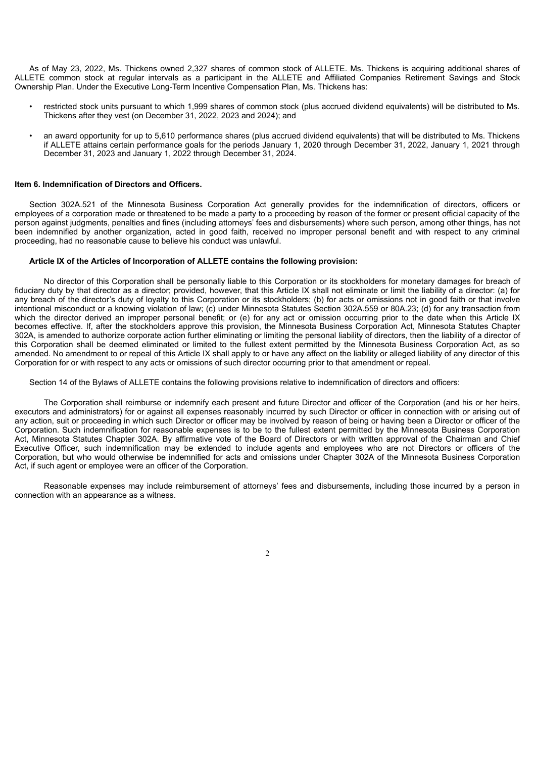As of May 23, 2022, Ms. Thickens owned 2,327 shares of common stock of ALLETE. Ms. Thickens is acquiring additional shares of ALLETE common stock at regular intervals as a participant in the ALLETE and Affiliated Companies Retirement Savings and Stock Ownership Plan. Under the Executive Long-Term Incentive Compensation Plan, Ms. Thickens has:

- restricted stock units pursuant to which 1,999 shares of common stock (plus accrued dividend equivalents) will be distributed to Ms. Thickens after they vest (on December 31, 2022, 2023 and 2024); and
- an award opportunity for up to 5,610 performance shares (plus accrued dividend equivalents) that will be distributed to Ms. Thickens if ALLETE attains certain performance goals for the periods January 1, 2020 through December 31, 2022, January 1, 2021 through December 31, 2023 and January 1, 2022 through December 31, 2024.

**Item 6. Indemnification of Directors and Officers.**

Section 302A.521 of the Minnesota Business Corporation Act generally provides for the indemnification of directors, officers or employees of a corporation made or threatened to be made a party to a proceeding by reason of the former or present official capacity of the person against judgments, penalties and fines (including attorneys' fees and disbursements) where such person, among other things, has not been indemnified by another organization, acted in good faith, received no improper personal benefit and with respect to any criminal proceeding, had no reasonable cause to believe his conduct was unlawful.

**Article IX of the Articles of Incorporation of ALLETE contains the following provision:**

No director of this Corporation shall be personally liable to this Corporation or its stockholders for monetary damages for breach of fiduciary duty by that director as a director; provided, however, that this Article IX shall not eliminate or limit the liability of a director: (a) for any breach of the director's duty of loyalty to this Corporation or its stockholders; (b) for acts or omissions not in good faith or that involve intentional misconduct or a knowing violation of law; (c) under Minnesota Statutes Section 302A.559 or 80A.23; (d) for any transaction from which the director derived an improper personal benefit; or (e) for any act or omission occurring prior to the date when this Article IX becomes effective. If, after the stockholders approve this provision, the Minnesota Business Corporation Act, Minnesota Statutes Chapter 302A, is amended to authorize corporate action further eliminating or limiting the personal liability of directors, then the liability of a director of this Corporation shall be deemed eliminated or limited to the fullest extent permitted by the Minnesota Business Corporation Act, as so amended. No amendment to or repeal of this Article IX shall apply to or have any affect on the liability or alleged liability of any director of this Corporation for or with respect to any acts or omissions of such director occurring prior to that amendment or repeal.

Section 14 of the Bylaws of ALLETE contains the following provisions relative to indemnification of directors and officers:

The Corporation shall reimburse or indemnify each present and future Director and officer of the Corporation (and his or her heirs, executors and administrators) for or against all expenses reasonably incurred by such Director or officer in connection with or arising out of any action, suit or proceeding in which such Director or officer may be involved by reason of being or having been a Director or officer of the Corporation. Such indemnification for reasonable expenses is to be to the fullest extent permitted by the Minnesota Business Corporation Act, Minnesota Statutes Chapter 302A. By affirmative vote of the Board of Directors or with written approval of the Chairman and Chief Executive Officer, such indemnification may be extended to include agents and employees who are not Directors or officers of the Corporation, but who would otherwise be indemnified for acts and omissions under Chapter 302A of the Minnesota Business Corporation Act, if such agent or employee were an officer of the Corporation.

Reasonable expenses may include reimbursement of attorneys' fees and disbursements, including those incurred by a person in connection with an appearance as a witness.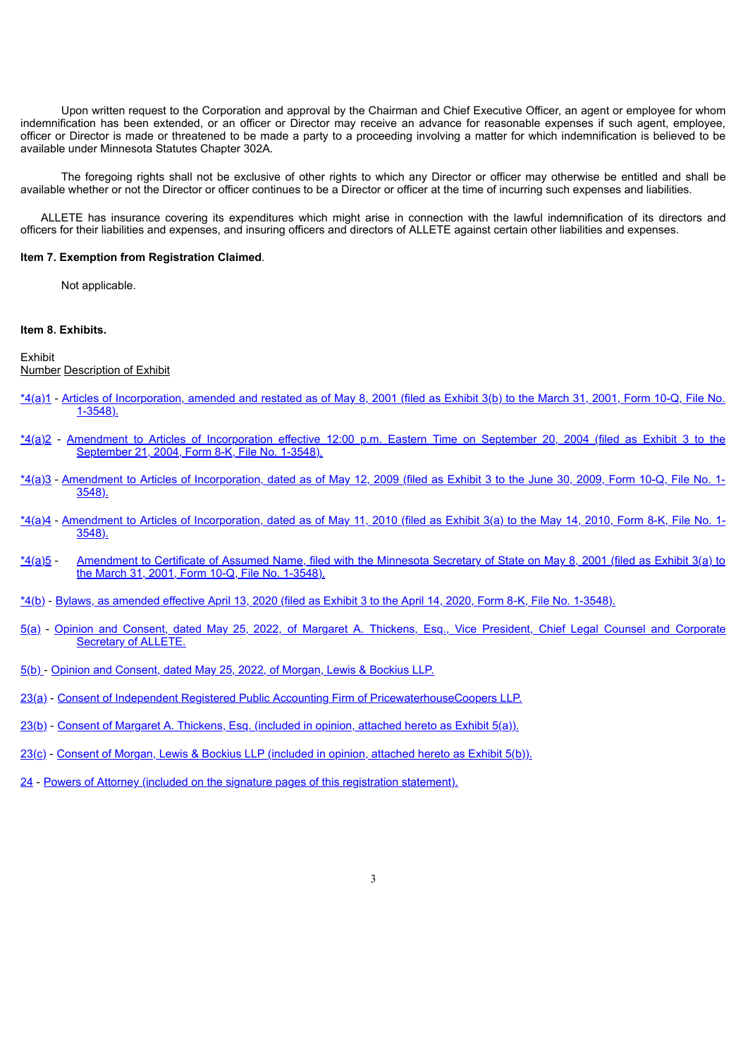Upon written request to the Corporation and approval by the Chairman and Chief Executive Officer, an agent or employee for whom indemnification has been extended, or an officer or Director may receive an advance for reasonable expenses if such agent, employee, officer or Director is made or threatened to be made a party to a proceeding involving a matter for which indemnification is believed to be available under Minnesota Statutes Chapter 302A.

The foregoing rights shall not be exclusive of other rights to which any Director or officer may otherwise be entitled and shall be available whether or not the Director or officer continues to be a Director or officer at the time of incurring such expenses and liabilities.

ALLETE has insurance covering its expenditures which might arise in connection with the lawful indemnification of its directors and officers for their liabilities and expenses, and insuring officers and directors of ALLETE against certain other liabilities and expenses.

**Item 7. Exemption from Registration Claimed**.

Not applicable.

**Item 8. Exhibits.**

Exhibit
Number Description of Exhibit

*4(a)1 - Articles of Incorporation, amended and restated as of May 8, 2001 (filed as Exhibit 3(b) to the March 31, 2001, Form 10-Q, File No. 1-3548).

*4(a)2 - Amendment to Articles of Incorporation effective 12:00 p.m. Eastern Time on September 20, 2004 (filed as Exhibit 3 to the September 21, 2004, Form 8-K, File No. 1-3548).

*4(a)3 - Amendment to Articles of Incorporation, dated as of May 12, 2009 (filed as Exhibit 3 to the June 30, 2009, Form 10-Q, File No. 1-3548).

*4(a)4 - Amendment to Articles of Incorporation, dated as of May 11, 2010 (filed as Exhibit 3(a) to the May 14, 2010, Form 8-K, File No. 1-3548).

*4(a)5 - Amendment to Certificate of Assumed Name, filed with the Minnesota Secretary of State on May 8, 2001 (filed as Exhibit 3(a) to the March 31, 2001, Form 10-Q, File No. 1-3548).

*4(b) - Bylaws, as amended effective April 13, 2020 (filed as Exhibit 3 to the April 14, 2020, Form 8-K, File No. 1-3548).

5(a) - Opinion and Consent, dated May 25, 2022, of Margaret A. Thickens, Esq., Vice President, Chief Legal Counsel and Corporate Secretary of ALLETE.

5(b) - Opinion and Consent, dated May 25, 2022, of Morgan, Lewis & Bockius LLP.

23(a) - Consent of Independent Registered Public Accounting Firm of PricewaterhouseCoopers LLP.

23(b) - Consent of Margaret A. Thickens, Esq. (included in opinion, attached hereto as Exhibit 5(a)).

23(c) - Consent of Morgan, Lewis & Bockius LLP (included in opinion, attached hereto as Exhibit 5(b)).

24 - Powers of Attorney (included on the signature pages of this registration statement).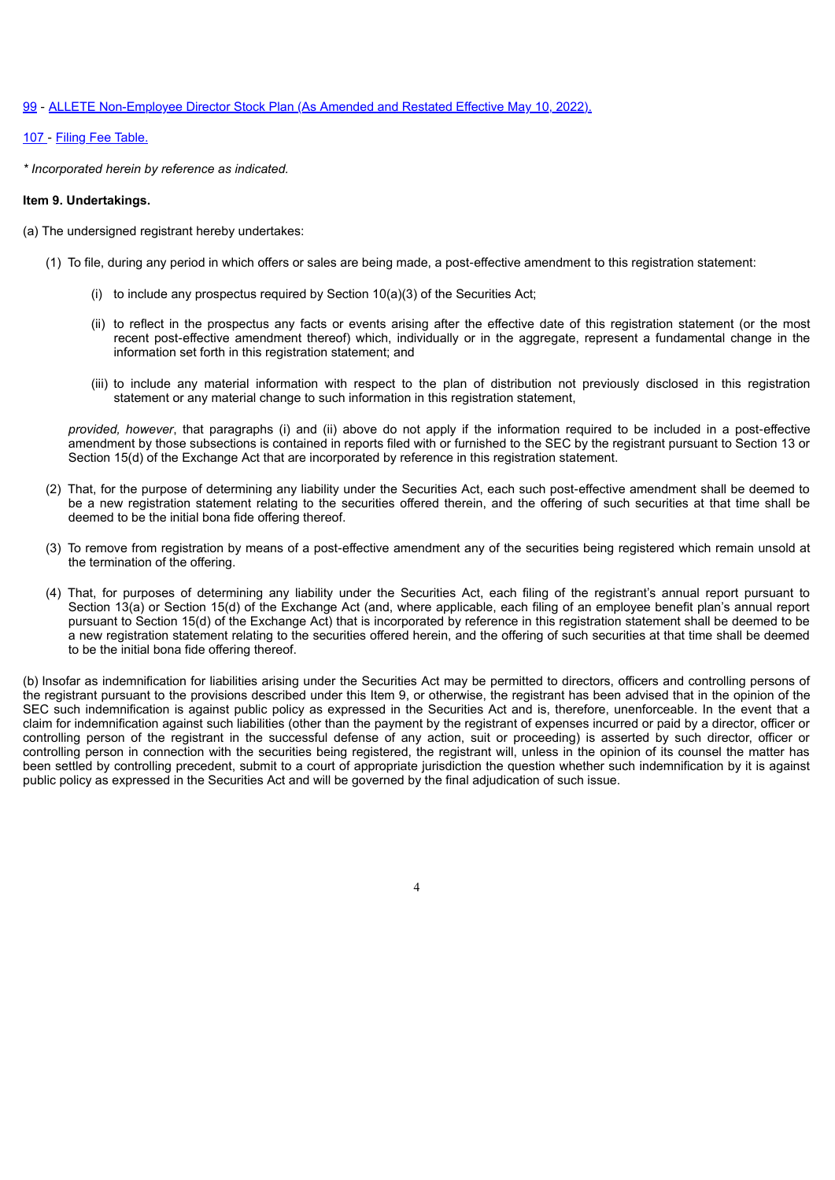99 - ALLETE Non-Employee Director Stock Plan (As Amended and Restated Effective May 10, 2022).

107 - Filing Fee Table.

*\* Incorporated herein by reference as indicated.*

**Item 9. Undertakings.**

(a) The undersigned registrant hereby undertakes:

(1) To file, during any period in which offers or sales are being made, a post-effective amendment to this registration statement:

(i) to include any prospectus required by Section 10(a)(3) of the Securities Act;

(ii) to reflect in the prospectus any facts or events arising after the effective date of this registration statement (or the most recent post-effective amendment thereof) which, individually or in the aggregate, represent a fundamental change in the information set forth in this registration statement; and

(iii) to include any material information with respect to the plan of distribution not previously disclosed in this registration statement or any material change to such information in this registration statement,

*provided, however*, that paragraphs (i) and (ii) above do not apply if the information required to be included in a post-effective amendment by those subsections is contained in reports filed with or furnished to the SEC by the registrant pursuant to Section 13 or Section 15(d) of the Exchange Act that are incorporated by reference in this registration statement.

(2) That, for the purpose of determining any liability under the Securities Act, each such post-effective amendment shall be deemed to be a new registration statement relating to the securities offered therein, and the offering of such securities at that time shall be deemed to be the initial bona fide offering thereof.

(3) To remove from registration by means of a post-effective amendment any of the securities being registered which remain unsold at the termination of the offering.

(4) That, for purposes of determining any liability under the Securities Act, each filing of the registrant's annual report pursuant to Section 13(a) or Section 15(d) of the Exchange Act (and, where applicable, each filing of an employee benefit plan's annual report pursuant to Section 15(d) of the Exchange Act) that is incorporated by reference in this registration statement shall be deemed to be a new registration statement relating to the securities offered herein, and the offering of such securities at that time shall be deemed to be the initial bona fide offering thereof.

(b) Insofar as indemnification for liabilities arising under the Securities Act may be permitted to directors, officers and controlling persons of the registrant pursuant to the provisions described under this Item 9, or otherwise, the registrant has been advised that in the opinion of the SEC such indemnification is against public policy as expressed in the Securities Act and is, therefore, unenforceable. In the event that a claim for indemnification against such liabilities (other than the payment by the registrant of expenses incurred or paid by a director, officer or controlling person of the registrant in the successful defense of any action, suit or proceeding) is asserted by such director, officer or controlling person in connection with the securities being registered, the registrant will, unless in the opinion of its counsel the matter has been settled by controlling precedent, submit to a court of appropriate jurisdiction the question whether such indemnification by it is against public policy as expressed in the Securities Act and will be governed by the final adjudication of such issue.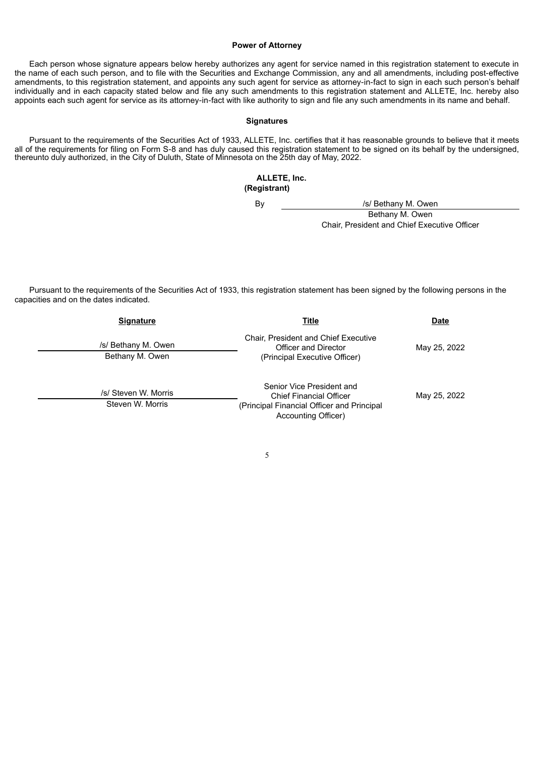### Power of Attorney

Each person whose signature appears below hereby authorizes any agent for service named in this registration statement to execute in the name of each such person, and to file with the Securities and Exchange Commission, any and all amendments, including post-effective amendments, to this registration statement, and appoints any such agent for service as attorney-in-fact to sign in each such person's behalf individually and in each capacity stated below and file any such amendments to this registration statement and ALLETE, Inc. hereby also appoints each such agent for service as its attorney-in-fact with like authority to sign and file any such amendments in its name and behalf.

### Signatures

Pursuant to the requirements of the Securities Act of 1933, ALLETE, Inc. certifies that it has reasonable grounds to believe that it meets all of the requirements for filing on Form S-8 and has duly caused this registration statement to be signed on its behalf by the undersigned, thereunto duly authorized, in the City of Duluth, State of Minnesota on the 25th day of May, 2022.

**ALLETE, Inc.**
**(Registrant)**

By /s/ Bethany M. Owen
Bethany M. Owen
Chair, President and Chief Executive Officer

Pursuant to the requirements of the Securities Act of 1933, this registration statement has been signed by the following persons in the capacities and on the dates indicated.

| Signature | Title | Date |
|---|---|---|
| /s/ Bethany M. Owen<br>Bethany M. Owen | Chair, President and Chief Executive Officer and Director<br>(Principal Executive Officer) | May 25, 2022 |
| /s/ Steven W. Morris<br>Steven W. Morris | Senior Vice President and Chief Financial Officer<br>(Principal Financial Officer and Principal Accounting Officer) | May 25, 2022 |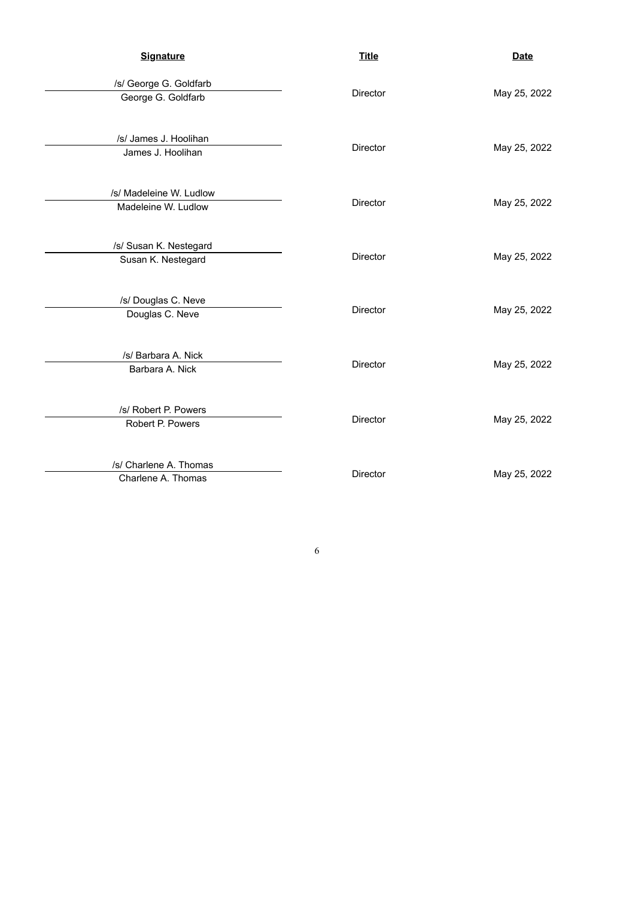| **Signature** | **Title** | **Date** |
|---|---|---|
| /s/ George G. Goldfarb<br>George G. Goldfarb | Director | May 25, 2022 |
| /s/ James J. Hoolihan<br>James J. Hoolihan | Director | May 25, 2022 |
| /s/ Madeleine W. Ludlow<br>Madeleine W. Ludlow | Director | May 25, 2022 |
| /s/ Susan K. Nestegard<br>Susan K. Nestegard | Director | May 25, 2022 |
| /s/ Douglas C. Neve<br>Douglas C. Neve | Director | May 25, 2022 |
| /s/ Barbara A. Nick<br>Barbara A. Nick | Director | May 25, 2022 |
| /s/ Robert P. Powers<br>Robert P. Powers | Director | May 25, 2022 |
| /s/ Charlene A. Thomas<br>Charlene A. Thomas | Director | May 25, 2022 |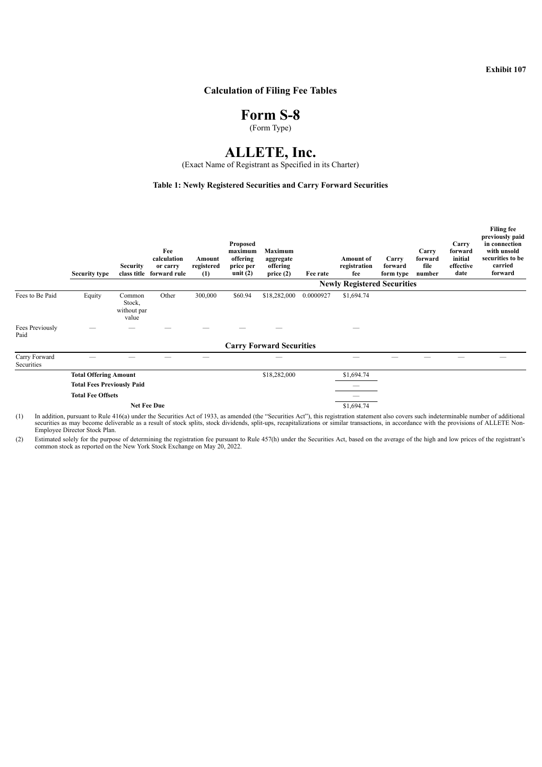**Exhibit 107**

## Calculation of Filing Fee Tables

# Form S-8

(Form Type)

# ALLETE, Inc.

(Exact Name of Registrant as Specified in its Charter)

### Table 1: Newly Registered Securities and Carry Forward Securities

| | Security type | Security class title | Fee calculation or carry forward rule | Amount registered (1) | Proposed maximum offering price per unit (2) | Maximum aggregate offering price (2) | Fee rate | Amount of registration fee | Carry forward form type | Carry forward file number | Carry forward initial effective date | Filing fee previously paid in connection with unsold securities to be carried forward |
|---|---|---|---|---|---|---|---|---|---|---|---|---|
| | | | | | | | | **Newly Registered Securities** | | | | |
| Fees to Be Paid | Equity | Common Stock, without par value | Other | 300,000 | $60.94 | $18,282,000 | 0.0000927 | $1,694.74 | | | | |
| Fees Previously Paid | — | — | — | — | — | — | | — | | | | |
| | | | | | | **Carry Forward Securities** | | | | | | |
| Carry Forward Securities | — | — | — | — | | — | | — | — | — | — | — |
| | **Total Offering Amount** | | | | | $18,282,000 | | $1,694.74 | | | | |
| | **Total Fees Previously Paid** | | | | | | | — | | | | |
| | **Total Fee Offsets** | | | | | | | — | | | | |
| | **Net Fee Due** | | | | | | | $1,694.74 | | | | |

(1) In addition, pursuant to Rule 416(a) under the Securities Act of 1933, as amended (the "Securities Act"), this registration statement also covers such indeterminable number of additional securities as may become deliverable as a result of stock splits, stock dividends, split-ups, recapitalizations or similar transactions, in accordance with the provisions of ALLETE Non-Employee Director Stock Plan.

(2) Estimated solely for the purpose of determining the registration fee pursuant to Rule 457(h) under the Securities Act, based on the average of the high and low prices of the registrant's common stock as reported on the New York Stock Exchange on May 20, 2022.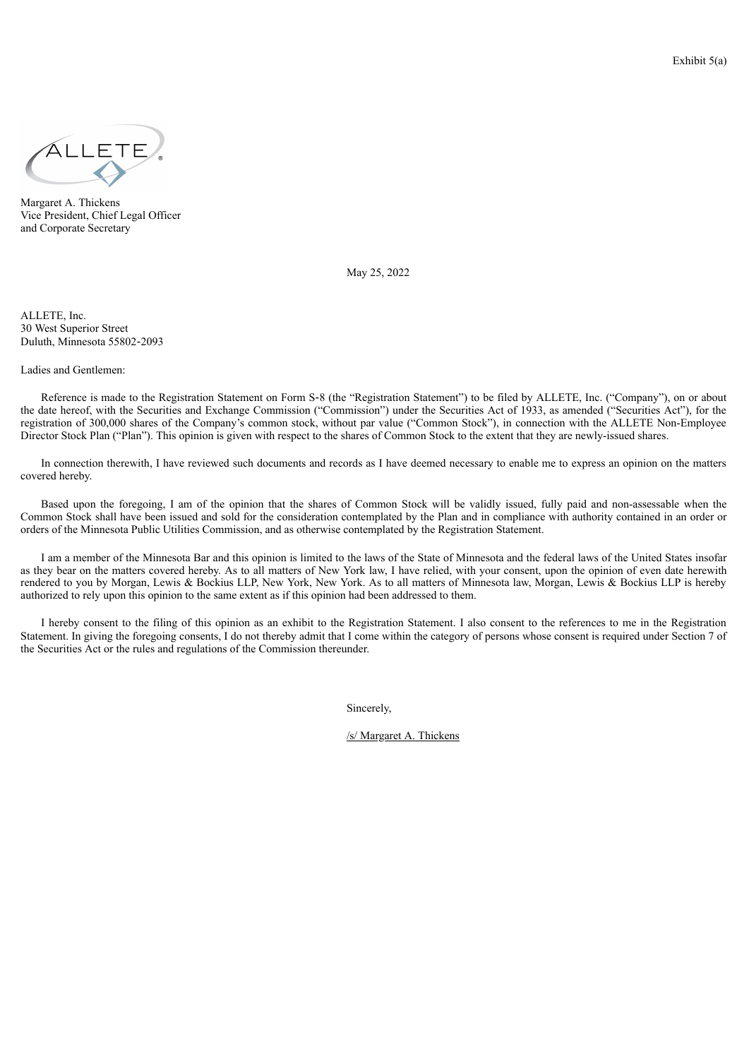Exhibit 5(a)

ALLETE

Margaret A. Thickens
Vice President, Chief Legal Officer
and Corporate Secretary

May 25, 2022

ALLETE, Inc.
30 West Superior Street
Duluth, Minnesota 55802-2093

Ladies and Gentlemen:

Reference is made to the Registration Statement on Form S-8 (the "Registration Statement") to be filed by ALLETE, Inc. ("Company"), on or about the date hereof, with the Securities and Exchange Commission ("Commission") under the Securities Act of 1933, as amended ("Securities Act"), for the registration of 300,000 shares of the Company's common stock, without par value ("Common Stock"), in connection with the ALLETE Non-Employee Director Stock Plan ("Plan"). This opinion is given with respect to the shares of Common Stock to the extent that they are newly-issued shares.

In connection therewith, I have reviewed such documents and records as I have deemed necessary to enable me to express an opinion on the matters covered hereby.

Based upon the foregoing, I am of the opinion that the shares of Common Stock will be validly issued, fully paid and non-assessable when the Common Stock shall have been issued and sold for the consideration contemplated by the Plan and in compliance with authority contained in an order or orders of the Minnesota Public Utilities Commission, and as otherwise contemplated by the Registration Statement.

I am a member of the Minnesota Bar and this opinion is limited to the laws of the State of Minnesota and the federal laws of the United States insofar as they bear on the matters covered hereby. As to all matters of New York law, I have relied, with your consent, upon the opinion of even date herewith rendered to you by Morgan, Lewis & Bockius LLP, New York, New York. As to all matters of Minnesota law, Morgan, Lewis & Bockius LLP is hereby authorized to rely upon this opinion to the same extent as if this opinion had been addressed to them.

I hereby consent to the filing of this opinion as an exhibit to the Registration Statement. I also consent to the references to me in the Registration Statement. In giving the foregoing consents, I do not thereby admit that I come within the category of persons whose consent is required under Section 7 of the Securities Act or the rules and regulations of the Commission thereunder.

Sincerely,

/s/ Margaret A. Thickens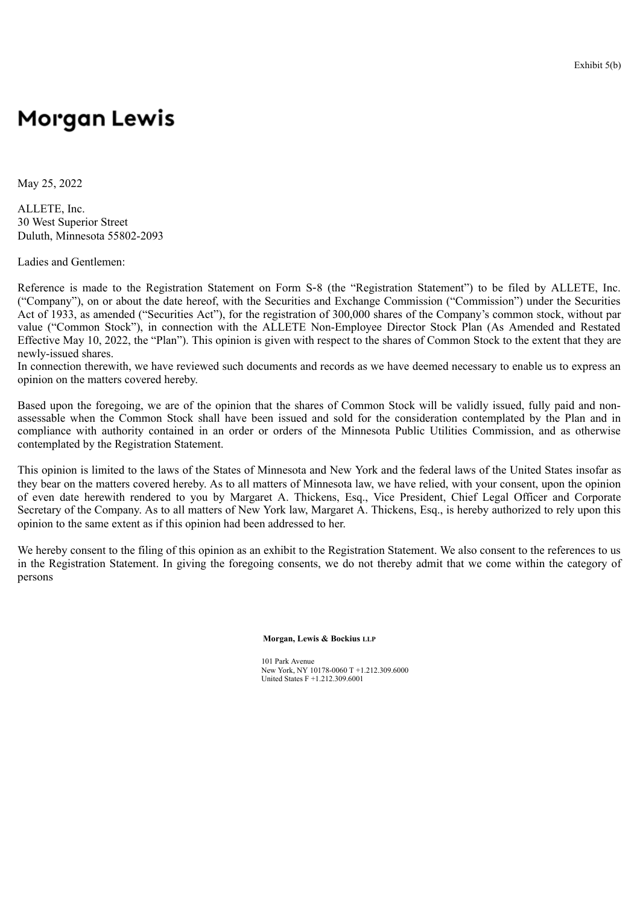Exhibit 5(b)

Morgan Lewis

May 25, 2022

ALLETE, Inc.
30 West Superior Street
Duluth, Minnesota 55802-2093

Ladies and Gentlemen:

Reference is made to the Registration Statement on Form S-8 (the "Registration Statement") to be filed by ALLETE, Inc. ("Company"), on or about the date hereof, with the Securities and Exchange Commission ("Commission") under the Securities Act of 1933, as amended ("Securities Act"), for the registration of 300,000 shares of the Company's common stock, without par value ("Common Stock"), in connection with the ALLETE Non-Employee Director Stock Plan (As Amended and Restated Effective May 10, 2022, the "Plan"). This opinion is given with respect to the shares of Common Stock to the extent that they are newly-issued shares.
In connection therewith, we have reviewed such documents and records as we have deemed necessary to enable us to express an opinion on the matters covered hereby.

Based upon the foregoing, we are of the opinion that the shares of Common Stock will be validly issued, fully paid and non-assessable when the Common Stock shall have been issued and sold for the consideration contemplated by the Plan and in compliance with authority contained in an order or orders of the Minnesota Public Utilities Commission, and as otherwise contemplated by the Registration Statement.

This opinion is limited to the laws of the States of Minnesota and New York and the federal laws of the United States insofar as they bear on the matters covered hereby. As to all matters of Minnesota law, we have relied, with your consent, upon the opinion of even date herewith rendered to you by Margaret A. Thickens, Esq., Vice President, Chief Legal Officer and Corporate Secretary of the Company. As to all matters of New York law, Margaret A. Thickens, Esq., is hereby authorized to rely upon this opinion to the same extent as if this opinion had been addressed to her.

We hereby consent to the filing of this opinion as an exhibit to the Registration Statement. We also consent to the references to us in the Registration Statement. In giving the foregoing consents, we do not thereby admit that we come within the category of persons

**Morgan, Lewis & Bockius LLP**

101 Park Avenue
New York, NY 10178-0060 T +1.212.309.6000
United States F +1.212.309.6001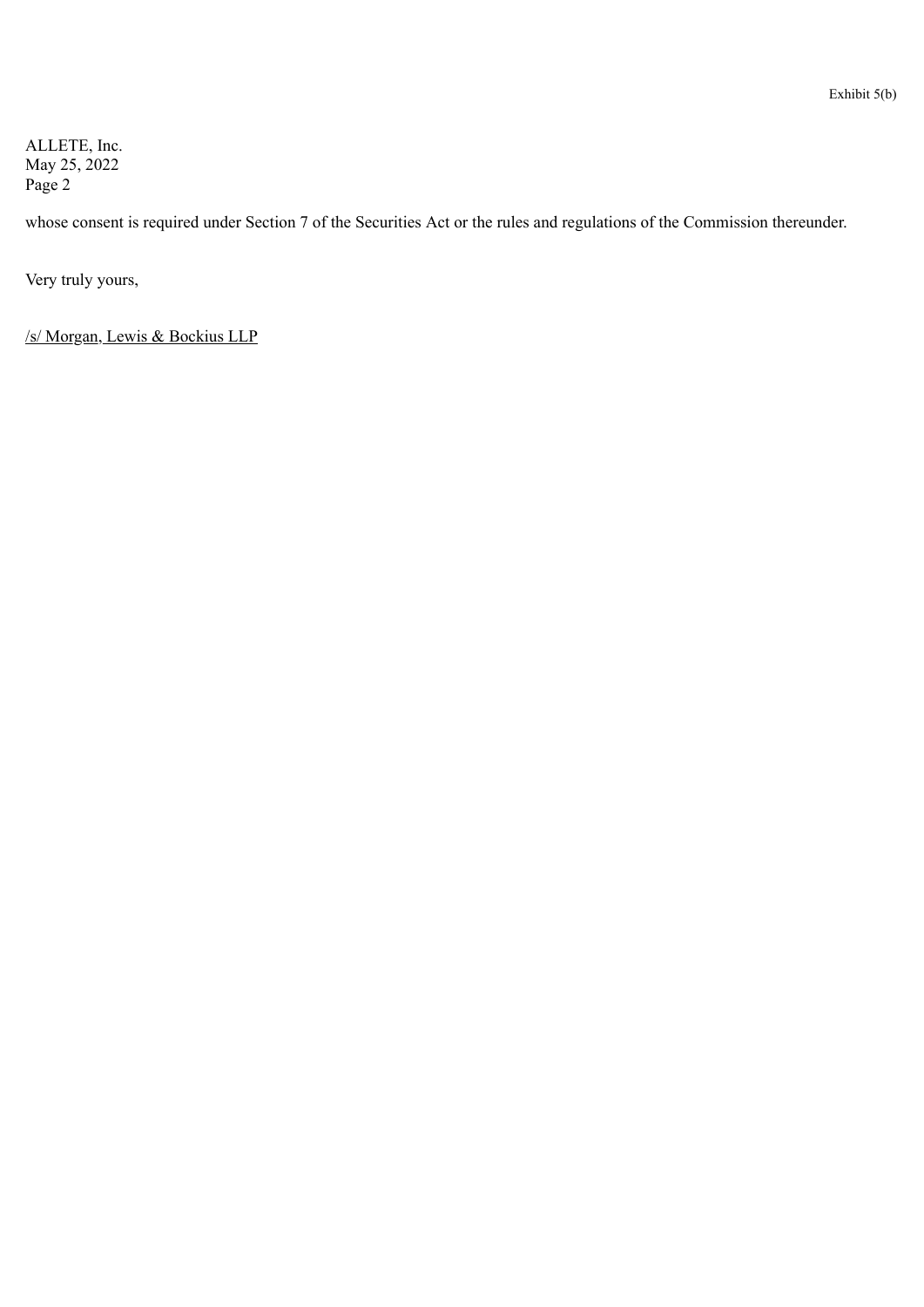whose consent is required under Section 7 of the Securities Act or the rules and regulations of the Commission thereunder.

Very truly yours,

/s/ Morgan, Lewis & Bockius LLP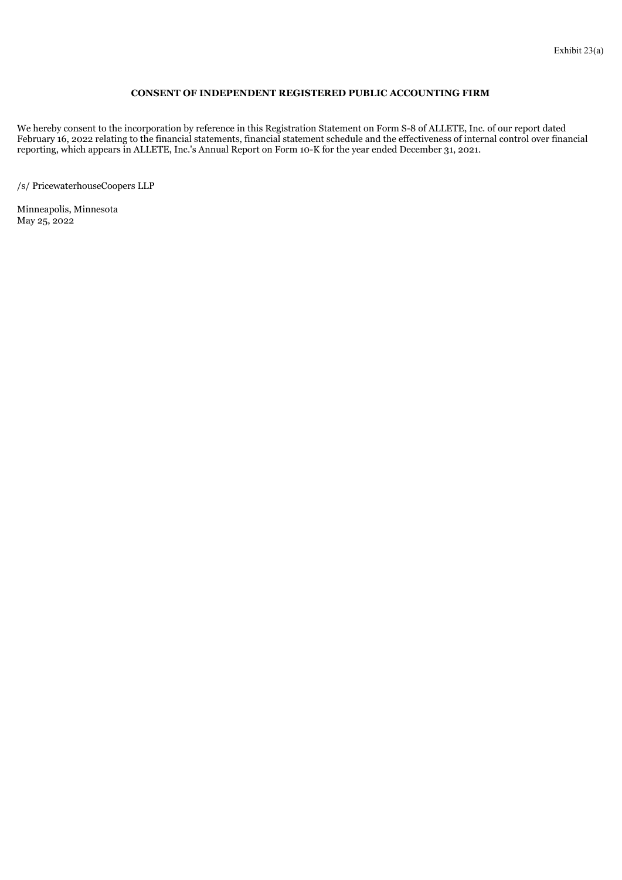Exhibit 23(a)

**CONSENT OF INDEPENDENT REGISTERED PUBLIC ACCOUNTING FIRM**

We hereby consent to the incorporation by reference in this Registration Statement on Form S-8 of ALLETE, Inc. of our report dated February 16, 2022 relating to the financial statements, financial statement schedule and the effectiveness of internal control over financial reporting, which appears in ALLETE, Inc.'s Annual Report on Form 10-K for the year ended December 31, 2021.

/s/ PricewaterhouseCoopers LLP

Minneapolis, Minnesota
May 25, 2022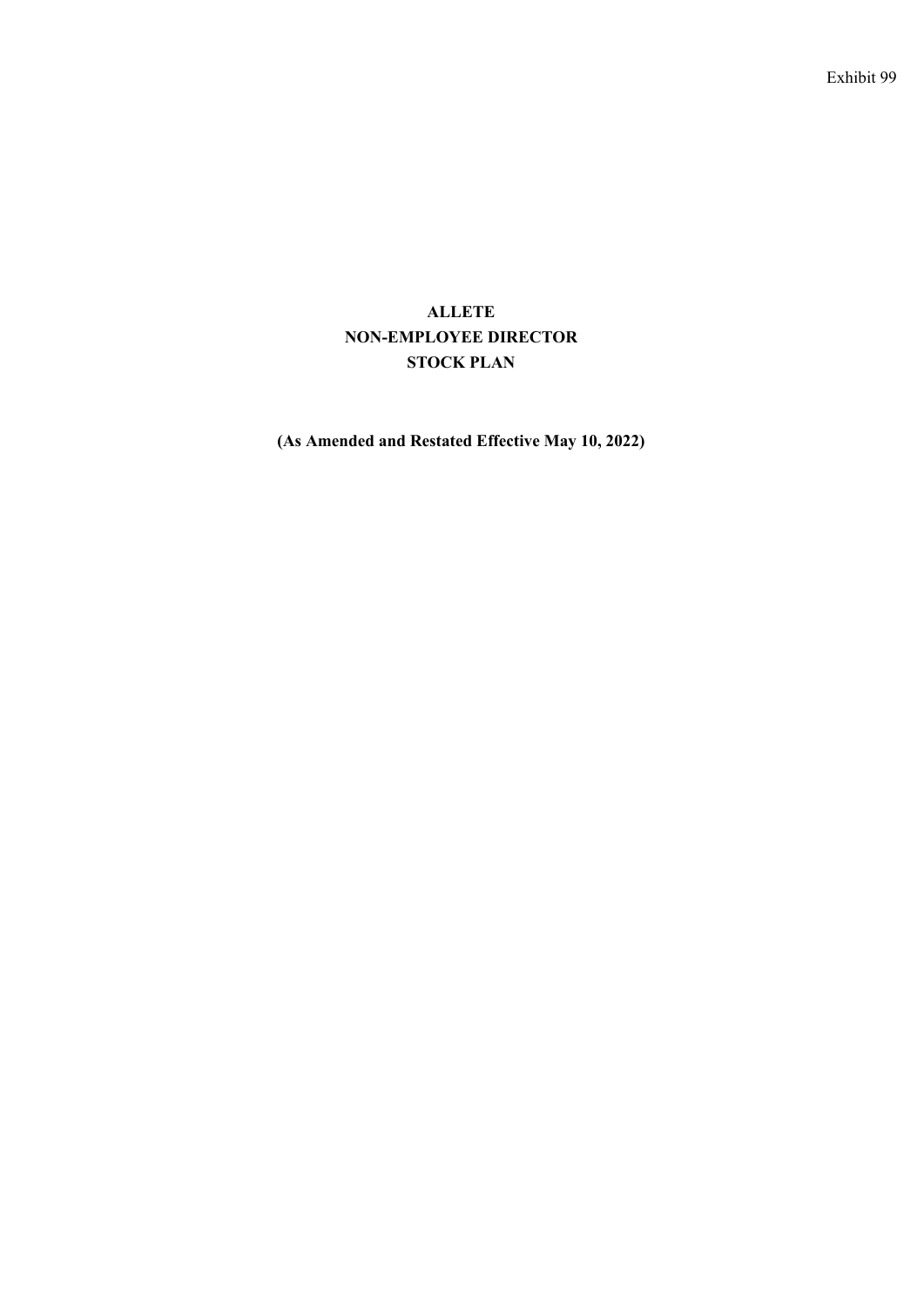Exhibit 99

# ALLETE
# NON-EMPLOYEE DIRECTOR
# STOCK PLAN

**(As Amended and Restated Effective May 10, 2022)**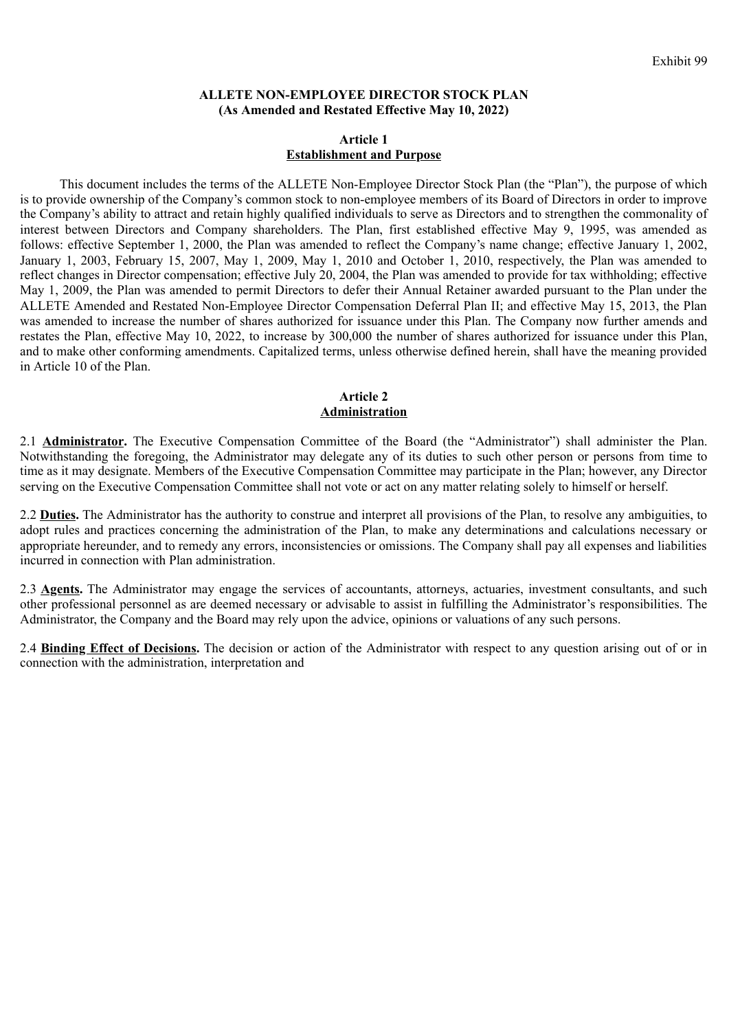Exhibit 99

**ALLETE NON-EMPLOYEE DIRECTOR STOCK PLAN**
**(As Amended and Restated Effective May 10, 2022)**

## Article 1
## Establishment and Purpose

This document includes the terms of the ALLETE Non-Employee Director Stock Plan (the "Plan"), the purpose of which is to provide ownership of the Company's common stock to non-employee members of its Board of Directors in order to improve the Company's ability to attract and retain highly qualified individuals to serve as Directors and to strengthen the commonality of interest between Directors and Company shareholders. The Plan, first established effective May 9, 1995, was amended as follows: effective September 1, 2000, the Plan was amended to reflect the Company's name change; effective January 1, 2002, January 1, 2003, February 15, 2007, May 1, 2009, May 1, 2010 and October 1, 2010, respectively, the Plan was amended to reflect changes in Director compensation; effective July 20, 2004, the Plan was amended to provide for tax withholding; effective May 1, 2009, the Plan was amended to permit Directors to defer their Annual Retainer awarded pursuant to the Plan under the ALLETE Amended and Restated Non-Employee Director Compensation Deferral Plan II; and effective May 15, 2013, the Plan was amended to increase the number of shares authorized for issuance under this Plan. The Company now further amends and restates the Plan, effective May 10, 2022, to increase by 300,000 the number of shares authorized for issuance under this Plan, and to make other conforming amendments. Capitalized terms, unless otherwise defined herein, shall have the meaning provided in Article 10 of the Plan.

## Article 2
## Administration

2.1 **Administrator.** The Executive Compensation Committee of the Board (the "Administrator") shall administer the Plan. Notwithstanding the foregoing, the Administrator may delegate any of its duties to such other person or persons from time to time as it may designate. Members of the Executive Compensation Committee may participate in the Plan; however, any Director serving on the Executive Compensation Committee shall not vote or act on any matter relating solely to himself or herself.

2.2 **Duties.** The Administrator has the authority to construe and interpret all provisions of the Plan, to resolve any ambiguities, to adopt rules and practices concerning the administration of the Plan, to make any determinations and calculations necessary or appropriate hereunder, and to remedy any errors, inconsistencies or omissions. The Company shall pay all expenses and liabilities incurred in connection with Plan administration.

2.3 **Agents.** The Administrator may engage the services of accountants, attorneys, actuaries, investment consultants, and such other professional personnel as are deemed necessary or advisable to assist in fulfilling the Administrator's responsibilities. The Administrator, the Company and the Board may rely upon the advice, opinions or valuations of any such persons.

2.4 **Binding Effect of Decisions.** The decision or action of the Administrator with respect to any question arising out of or in connection with the administration, interpretation and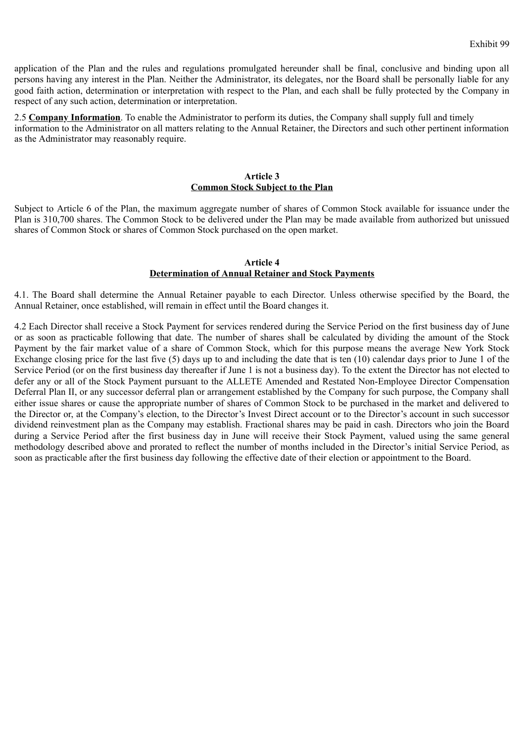application of the Plan and the rules and regulations promulgated hereunder shall be final, conclusive and binding upon all persons having any interest in the Plan. Neither the Administrator, its delegates, nor the Board shall be personally liable for any good faith action, determination or interpretation with respect to the Plan, and each shall be fully protected by the Company in respect of any such action, determination or interpretation.

2.5 **Company Information**. To enable the Administrator to perform its duties, the Company shall supply full and timely information to the Administrator on all matters relating to the Annual Retainer, the Directors and such other pertinent information as the Administrator may reasonably require.

## Article 3
## Common Stock Subject to the Plan

Subject to Article 6 of the Plan, the maximum aggregate number of shares of Common Stock available for issuance under the Plan is 310,700 shares. The Common Stock to be delivered under the Plan may be made available from authorized but unissued shares of Common Stock or shares of Common Stock purchased on the open market.

## Article 4
## Determination of Annual Retainer and Stock Payments

4.1. The Board shall determine the Annual Retainer payable to each Director. Unless otherwise specified by the Board, the Annual Retainer, once established, will remain in effect until the Board changes it.

4.2 Each Director shall receive a Stock Payment for services rendered during the Service Period on the first business day of June or as soon as practicable following that date. The number of shares shall be calculated by dividing the amount of the Stock Payment by the fair market value of a share of Common Stock, which for this purpose means the average New York Stock Exchange closing price for the last five (5) days up to and including the date that is ten (10) calendar days prior to June 1 of the Service Period (or on the first business day thereafter if June 1 is not a business day). To the extent the Director has not elected to defer any or all of the Stock Payment pursuant to the ALLETE Amended and Restated Non-Employee Director Compensation Deferral Plan II, or any successor deferral plan or arrangement established by the Company for such purpose, the Company shall either issue shares or cause the appropriate number of shares of Common Stock to be purchased in the market and delivered to the Director or, at the Company's election, to the Director's Invest Direct account or to the Director's account in such successor dividend reinvestment plan as the Company may establish. Fractional shares may be paid in cash. Directors who join the Board during a Service Period after the first business day in June will receive their Stock Payment, valued using the same general methodology described above and prorated to reflect the number of months included in the Director's initial Service Period, as soon as practicable after the first business day following the effective date of their election or appointment to the Board.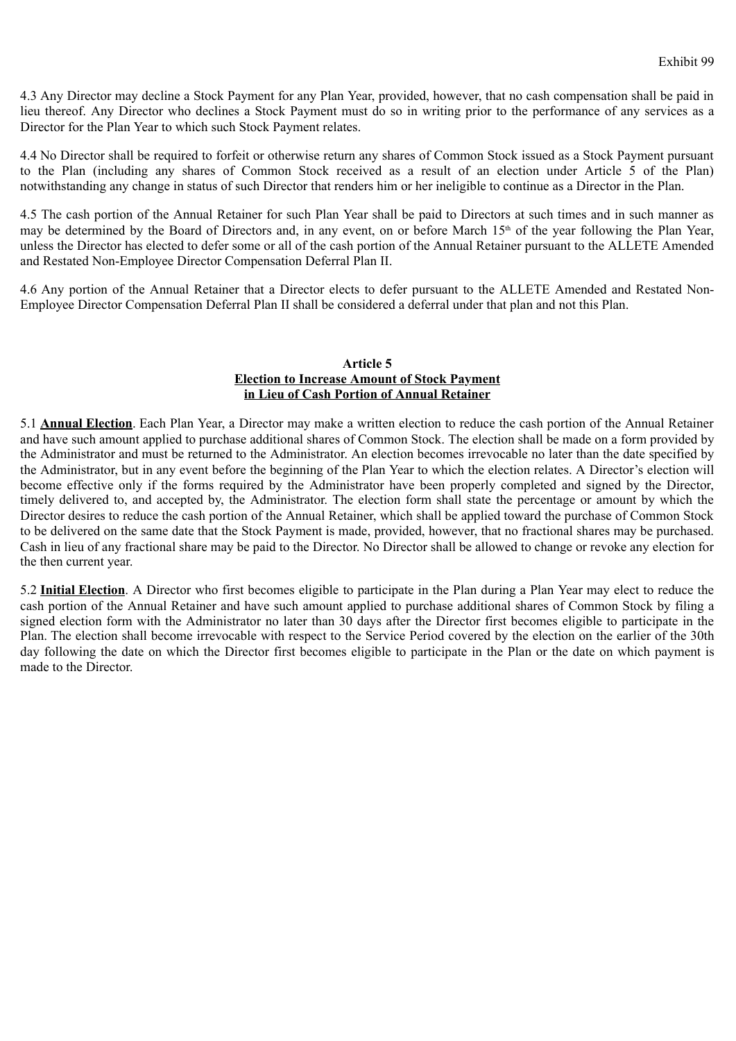4.3 Any Director may decline a Stock Payment for any Plan Year, provided, however, that no cash compensation shall be paid in lieu thereof. Any Director who declines a Stock Payment must do so in writing prior to the performance of any services as a Director for the Plan Year to which such Stock Payment relates.

4.4 No Director shall be required to forfeit or otherwise return any shares of Common Stock issued as a Stock Payment pursuant to the Plan (including any shares of Common Stock received as a result of an election under Article 5 of the Plan) notwithstanding any change in status of such Director that renders him or her ineligible to continue as a Director in the Plan.

4.5 The cash portion of the Annual Retainer for such Plan Year shall be paid to Directors at such times and in such manner as may be determined by the Board of Directors and, in any event, on or before March 15th of the year following the Plan Year, unless the Director has elected to defer some or all of the cash portion of the Annual Retainer pursuant to the ALLETE Amended and Restated Non-Employee Director Compensation Deferral Plan II.

4.6 Any portion of the Annual Retainer that a Director elects to defer pursuant to the ALLETE Amended and Restated Non-Employee Director Compensation Deferral Plan II shall be considered a deferral under that plan and not this Plan.

## Article 5
## Election to Increase Amount of Stock Payment in Lieu of Cash Portion of Annual Retainer

5.1 **Annual Election**. Each Plan Year, a Director may make a written election to reduce the cash portion of the Annual Retainer and have such amount applied to purchase additional shares of Common Stock. The election shall be made on a form provided by the Administrator and must be returned to the Administrator. An election becomes irrevocable no later than the date specified by the Administrator, but in any event before the beginning of the Plan Year to which the election relates. A Director's election will become effective only if the forms required by the Administrator have been properly completed and signed by the Director, timely delivered to, and accepted by, the Administrator. The election form shall state the percentage or amount by which the Director desires to reduce the cash portion of the Annual Retainer, which shall be applied toward the purchase of Common Stock to be delivered on the same date that the Stock Payment is made, provided, however, that no fractional shares may be purchased. Cash in lieu of any fractional share may be paid to the Director. No Director shall be allowed to change or revoke any election for the then current year.

5.2 **Initial Election**. A Director who first becomes eligible to participate in the Plan during a Plan Year may elect to reduce the cash portion of the Annual Retainer and have such amount applied to purchase additional shares of Common Stock by filing a signed election form with the Administrator no later than 30 days after the Director first becomes eligible to participate in the Plan. The election shall become irrevocable with respect to the Service Period covered by the election on the earlier of the 30th day following the date on which the Director first becomes eligible to participate in the Plan or the date on which payment is made to the Director.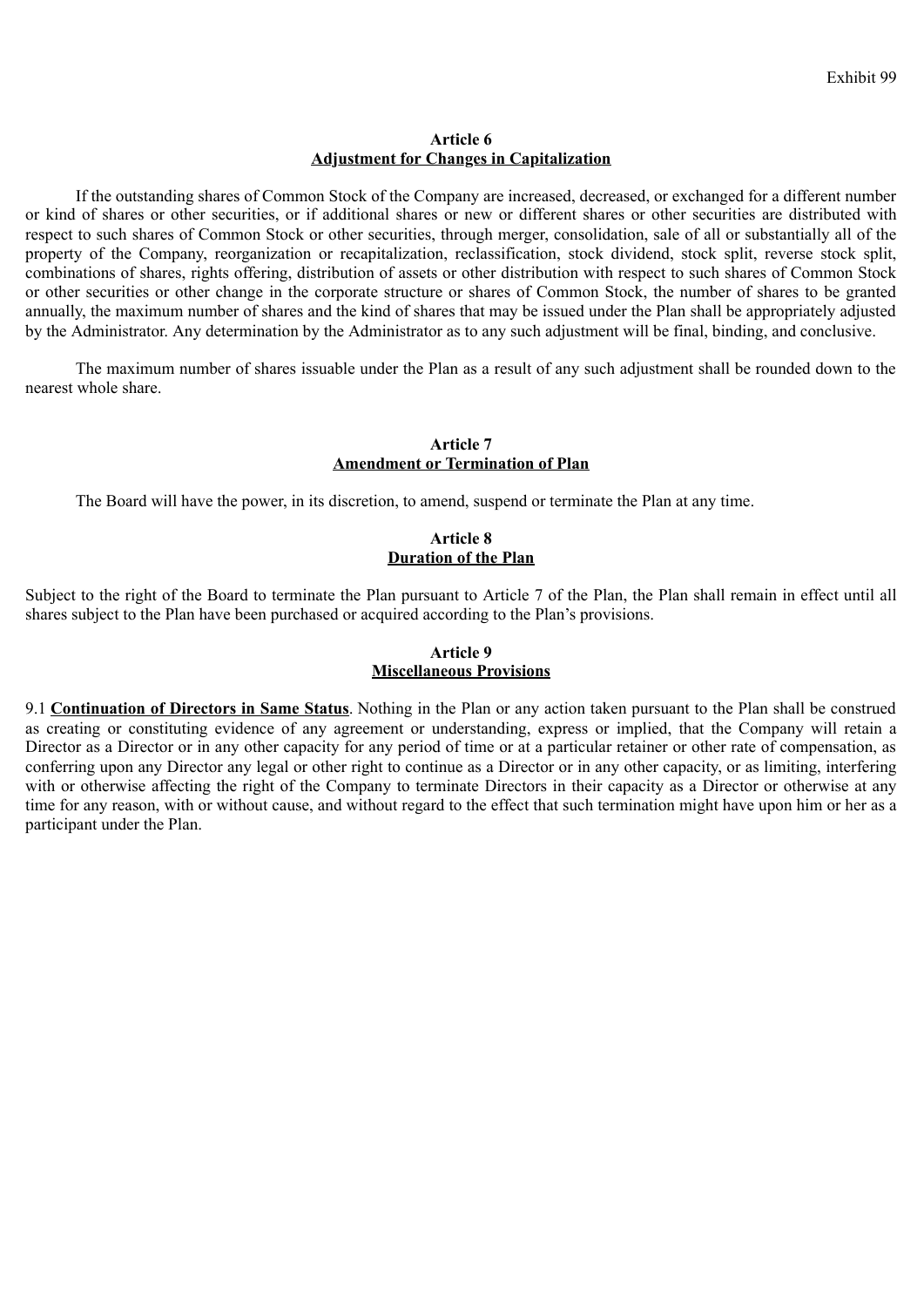Exhibit 99

## Article 6
## Adjustment for Changes in Capitalization

If the outstanding shares of Common Stock of the Company are increased, decreased, or exchanged for a different number or kind of shares or other securities, or if additional shares or new or different shares or other securities are distributed with respect to such shares of Common Stock or other securities, through merger, consolidation, sale of all or substantially all of the property of the Company, reorganization or recapitalization, reclassification, stock dividend, stock split, reverse stock split, combinations of shares, rights offering, distribution of assets or other distribution with respect to such shares of Common Stock or other securities or other change in the corporate structure or shares of Common Stock, the number of shares to be granted annually, the maximum number of shares and the kind of shares that may be issued under the Plan shall be appropriately adjusted by the Administrator. Any determination by the Administrator as to any such adjustment will be final, binding, and conclusive.

The maximum number of shares issuable under the Plan as a result of any such adjustment shall be rounded down to the nearest whole share.

## Article 7
## Amendment or Termination of Plan

The Board will have the power, in its discretion, to amend, suspend or terminate the Plan at any time.

## Article 8
## Duration of the Plan

Subject to the right of the Board to terminate the Plan pursuant to Article 7 of the Plan, the Plan shall remain in effect until all shares subject to the Plan have been purchased or acquired according to the Plan's provisions.

## Article 9
## Miscellaneous Provisions

9.1 **Continuation of Directors in Same Status**. Nothing in the Plan or any action taken pursuant to the Plan shall be construed as creating or constituting evidence of any agreement or understanding, express or implied, that the Company will retain a Director as a Director or in any other capacity for any period of time or at a particular retainer or other rate of compensation, as conferring upon any Director any legal or other right to continue as a Director or in any other capacity, or as limiting, interfering with or otherwise affecting the right of the Company to terminate Directors in their capacity as a Director or otherwise at any time for any reason, with or without cause, and without regard to the effect that such termination might have upon him or her as a participant under the Plan.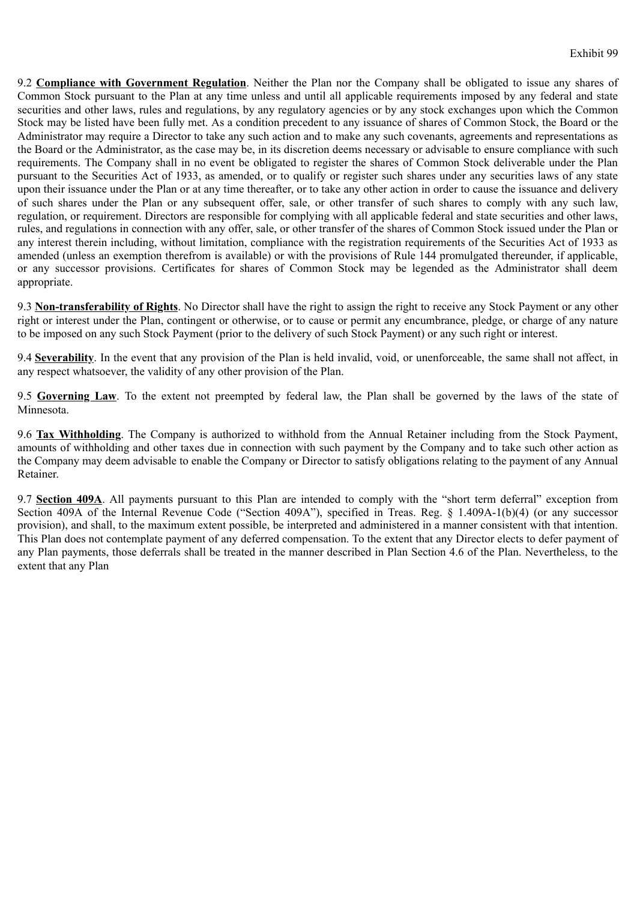9.2 **Compliance with Government Regulation**. Neither the Plan nor the Company shall be obligated to issue any shares of Common Stock pursuant to the Plan at any time unless and until all applicable requirements imposed by any federal and state securities and other laws, rules and regulations, by any regulatory agencies or by any stock exchanges upon which the Common Stock may be listed have been fully met. As a condition precedent to any issuance of shares of Common Stock, the Board or the Administrator may require a Director to take any such action and to make any such covenants, agreements and representations as the Board or the Administrator, as the case may be, in its discretion deems necessary or advisable to ensure compliance with such requirements. The Company shall in no event be obligated to register the shares of Common Stock deliverable under the Plan pursuant to the Securities Act of 1933, as amended, or to qualify or register such shares under any securities laws of any state upon their issuance under the Plan or at any time thereafter, or to take any other action in order to cause the issuance and delivery of such shares under the Plan or any subsequent offer, sale, or other transfer of such shares to comply with any such law, regulation, or requirement. Directors are responsible for complying with all applicable federal and state securities and other laws, rules, and regulations in connection with any offer, sale, or other transfer of the shares of Common Stock issued under the Plan or any interest therein including, without limitation, compliance with the registration requirements of the Securities Act of 1933 as amended (unless an exemption therefrom is available) or with the provisions of Rule 144 promulgated thereunder, if applicable, or any successor provisions. Certificates for shares of Common Stock may be legended as the Administrator shall deem appropriate.

9.3 **Non-transferability of Rights**. No Director shall have the right to assign the right to receive any Stock Payment or any other right or interest under the Plan, contingent or otherwise, or to cause or permit any encumbrance, pledge, or charge of any nature to be imposed on any such Stock Payment (prior to the delivery of such Stock Payment) or any such right or interest.

9.4 **Severability**. In the event that any provision of the Plan is held invalid, void, or unenforceable, the same shall not affect, in any respect whatsoever, the validity of any other provision of the Plan.

9.5 **Governing Law**. To the extent not preempted by federal law, the Plan shall be governed by the laws of the state of Minnesota.

9.6 **Tax Withholding**. The Company is authorized to withhold from the Annual Retainer including from the Stock Payment, amounts of withholding and other taxes due in connection with such payment by the Company and to take such other action as the Company may deem advisable to enable the Company or Director to satisfy obligations relating to the payment of any Annual Retainer.

9.7 **Section 409A**. All payments pursuant to this Plan are intended to comply with the "short term deferral" exception from Section 409A of the Internal Revenue Code ("Section 409A"), specified in Treas. Reg. § 1.409A-1(b)(4) (or any successor provision), and shall, to the maximum extent possible, be interpreted and administered in a manner consistent with that intention. This Plan does not contemplate payment of any deferred compensation. To the extent that any Director elects to defer payment of any Plan payments, those deferrals shall be treated in the manner described in Plan Section 4.6 of the Plan. Nevertheless, to the extent that any Plan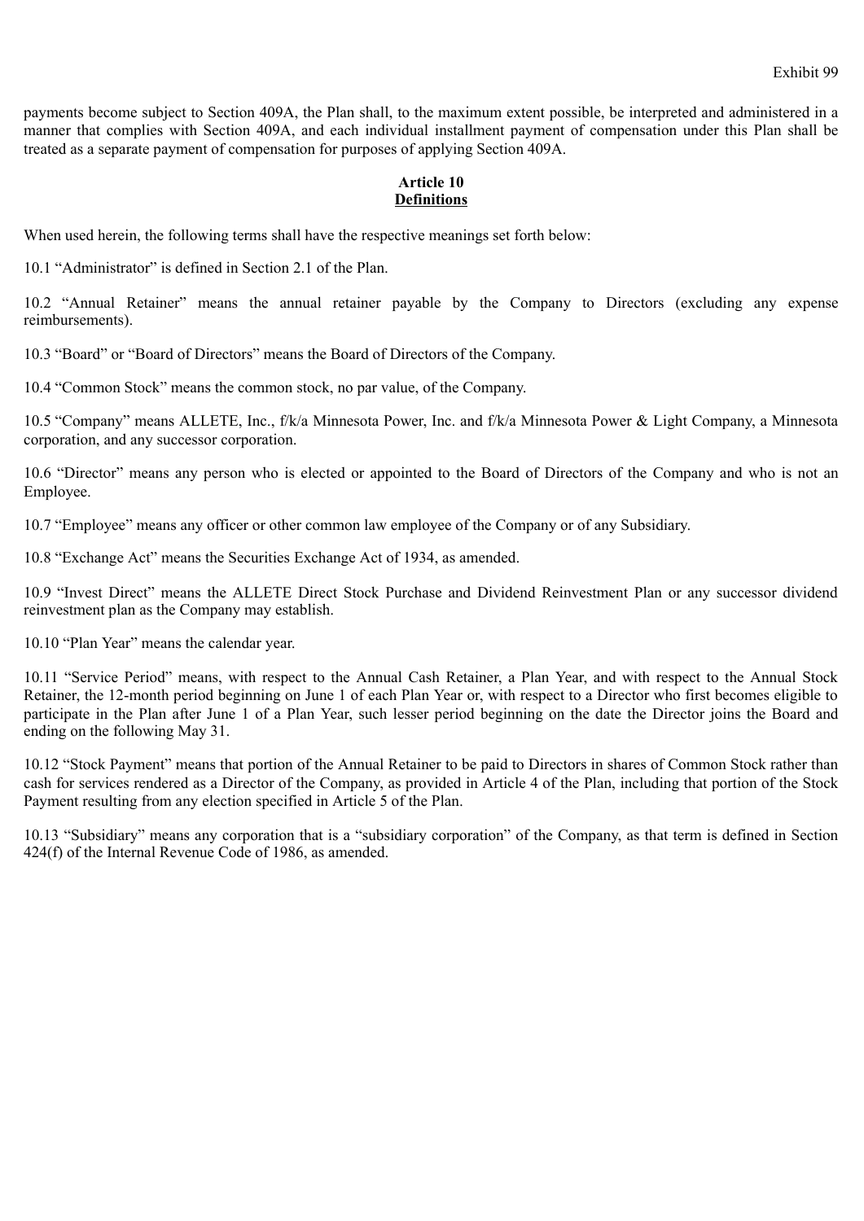payments become subject to Section 409A, the Plan shall, to the maximum extent possible, be interpreted and administered in a manner that complies with Section 409A, and each individual installment payment of compensation under this Plan shall be treated as a separate payment of compensation for purposes of applying Section 409A.

**Article 10**
**Definitions**

When used herein, the following terms shall have the respective meanings set forth below:

10.1 “Administrator” is defined in Section 2.1 of the Plan.

10.2 “Annual Retainer” means the annual retainer payable by the Company to Directors (excluding any expense reimbursements).

10.3 “Board” or “Board of Directors” means the Board of Directors of the Company.

10.4 “Common Stock” means the common stock, no par value, of the Company.

10.5 “Company” means ALLETE, Inc., f/k/a Minnesota Power, Inc. and f/k/a Minnesota Power & Light Company, a Minnesota corporation, and any successor corporation.

10.6 “Director” means any person who is elected or appointed to the Board of Directors of the Company and who is not an Employee.

10.7 “Employee” means any officer or other common law employee of the Company or of any Subsidiary.

10.8 “Exchange Act” means the Securities Exchange Act of 1934, as amended.

10.9 “Invest Direct” means the ALLETE Direct Stock Purchase and Dividend Reinvestment Plan or any successor dividend reinvestment plan as the Company may establish.

10.10 “Plan Year” means the calendar year.

10.11 “Service Period” means, with respect to the Annual Cash Retainer, a Plan Year, and with respect to the Annual Stock Retainer, the 12-month period beginning on June 1 of each Plan Year or, with respect to a Director who first becomes eligible to participate in the Plan after June 1 of a Plan Year, such lesser period beginning on the date the Director joins the Board and ending on the following May 31.

10.12 “Stock Payment” means that portion of the Annual Retainer to be paid to Directors in shares of Common Stock rather than cash for services rendered as a Director of the Company, as provided in Article 4 of the Plan, including that portion of the Stock Payment resulting from any election specified in Article 5 of the Plan.

10.13 “Subsidiary” means any corporation that is a “subsidiary corporation” of the Company, as that term is defined in Section 424(f) of the Internal Revenue Code of 1986, as amended.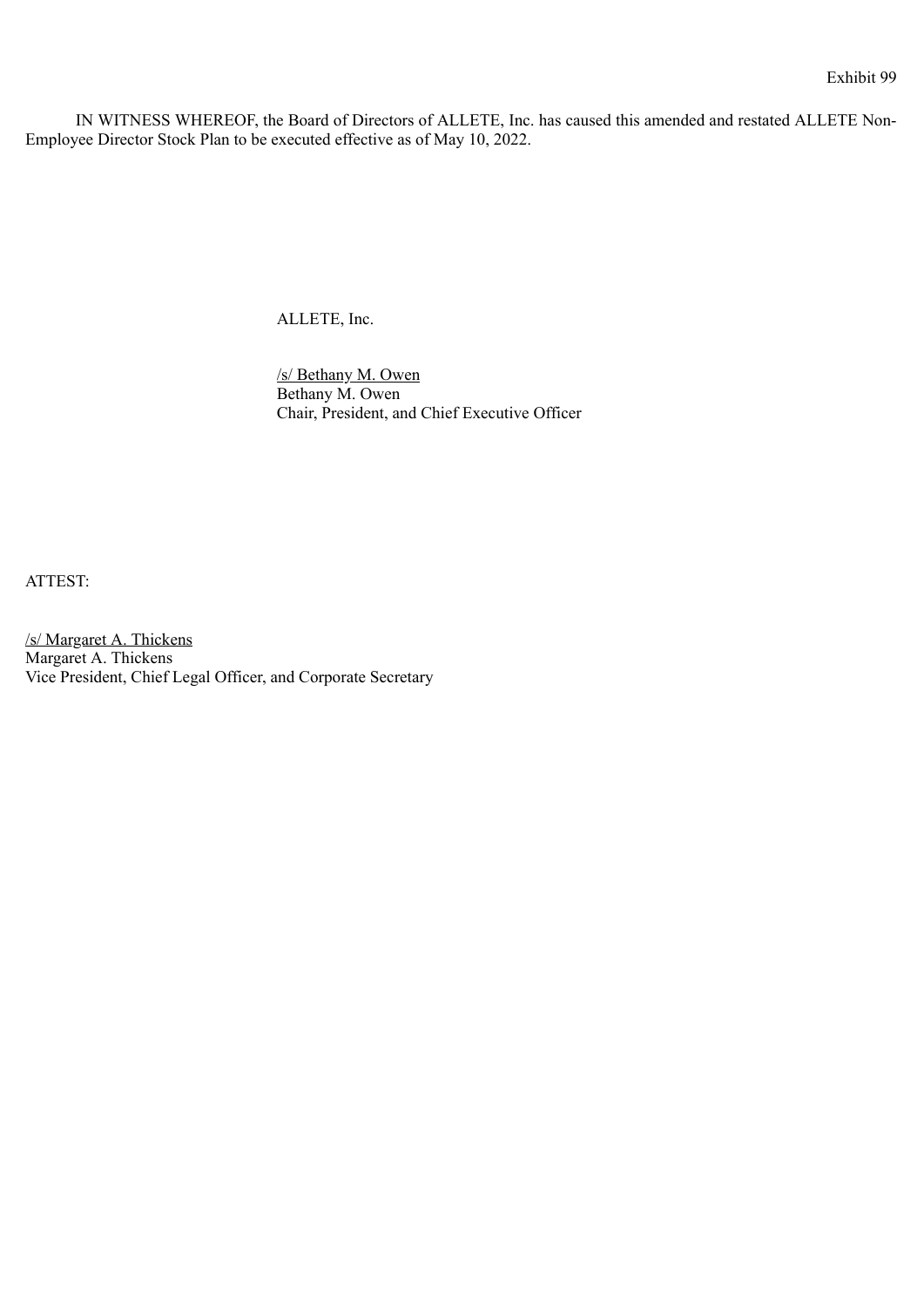Exhibit 99

IN WITNESS WHEREOF, the Board of Directors of ALLETE, Inc. has caused this amended and restated ALLETE Non-Employee Director Stock Plan to be executed effective as of May 10, 2022.

ALLETE, Inc.

/s/ Bethany M. Owen
Bethany M. Owen
Chair, President, and Chief Executive Officer

ATTEST:

/s/ Margaret A. Thickens
Margaret A. Thickens
Vice President, Chief Legal Officer, and Corporate Secretary